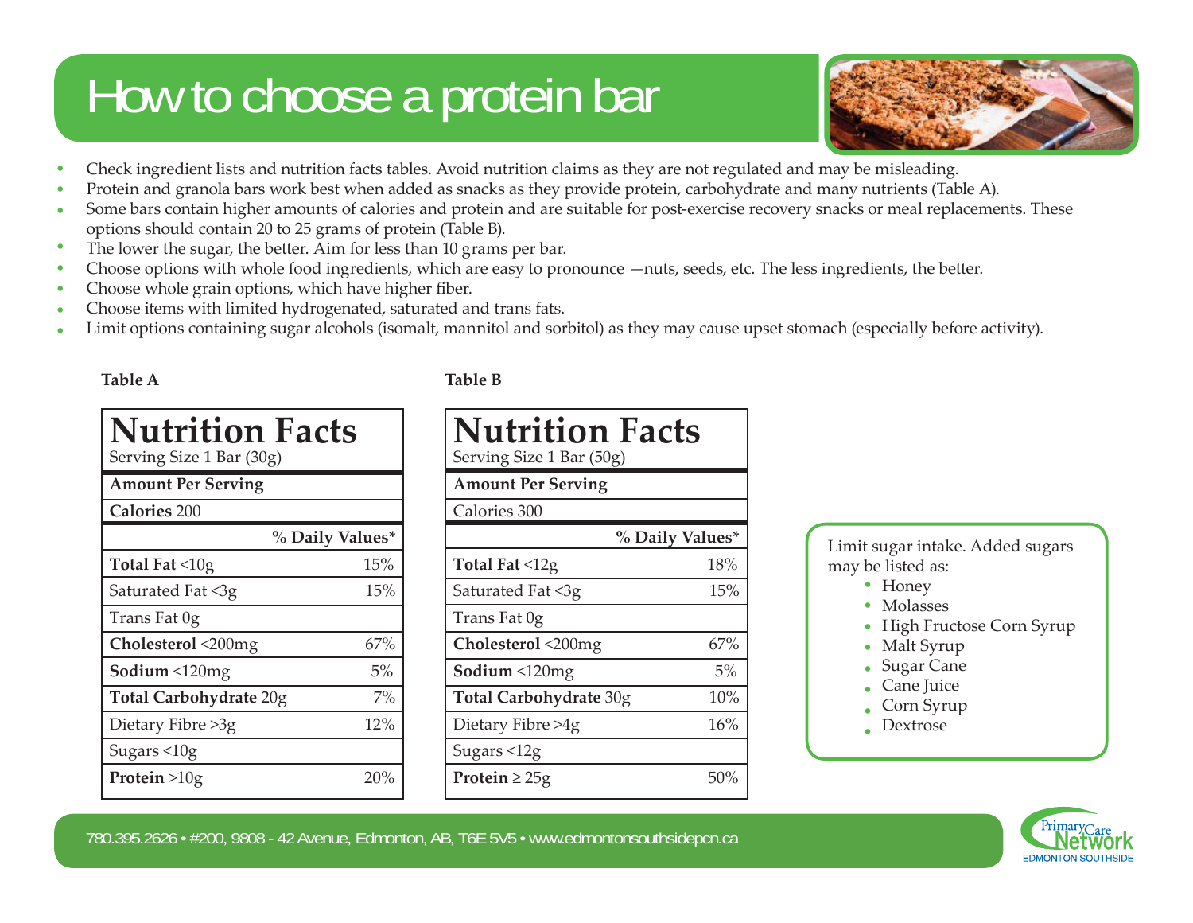# How to choose a protein bar

- Check ingredient lists and nutrition facts tables. Avoid nutrition claims as they are not regulated and may be misleading.
- Protein and granola bars work best when added as snacks as they provide protein, carbohydrate and many nutrients (Table A).
- Some bars contain higher amounts of calories and protein and are suitable for post-exercise recovery snacks or meal replacements. These options should contain 20 to 25 grams of protein (Table B).
- The lower the sugar, the better. Aim for less than 10 grams per bar.
- Choose options with whole food ingredients, which are easy to pronounce —nuts, seeds, etc. The less ingredients, the better.
- Choose whole grain options, which have higher fiber.
- Choose items with limited hydrogenated, saturated and trans fats.
- Limit options containing sugar alcohols (isomalt, mannitol and sorbitol) as they may cause upset stomach (especially before activity).

**Table A**

| **Nutrition Facts**<br>Serving Size 1 Bar (30g) | |
|---|---|
| **Amount Per Serving** | |
| **Calories** 200 | |
| | **% Daily Values*** |
| **Total Fat** <10g | 15% |
| Saturated Fat <3g | 15% |
| Trans Fat 0g | |
| **Cholesterol** <200mg | 67% |
| **Sodium** <120mg | 5% |
| **Total Carbohydrate** 20g | 7% |
| Dietary Fibre >3g | 12% |
| Sugars <10g | |
| **Protein** >10g | 20% |

**Table B**

| **Nutrition Facts**<br>Serving Size 1 Bar (50g) | |
|---|---|
| **Amount Per Serving** | |
| Calories 300 | |
| | **% Daily Values*** |
| **Total Fat** <12g | 18% |
| Saturated Fat <3g | 15% |
| Trans Fat 0g | |
| **Cholesterol** <200mg | 67% |
| **Sodium** <120mg | 5% |
| **Total Carbohydrate** 30g | 10% |
| Dietary Fibre >4g | 16% |
| Sugars <12g | |
| **Protein** ≥ 25g | 50% |

Limit sugar intake. Added sugars may be listed as:

- Honey
- Molasses
- High Fructose Corn Syrup
- Malt Syrup
- Sugar Cane
- Cane Juice
- Corn Syrup
- Dextrose

780.395.2626 • #200, 9808 - 42 Avenue, Edmonton, AB, T6E 5V5 • www.edmontonsouthsidepcn.ca

Primary Care Network EDMONTON SOUTHSIDE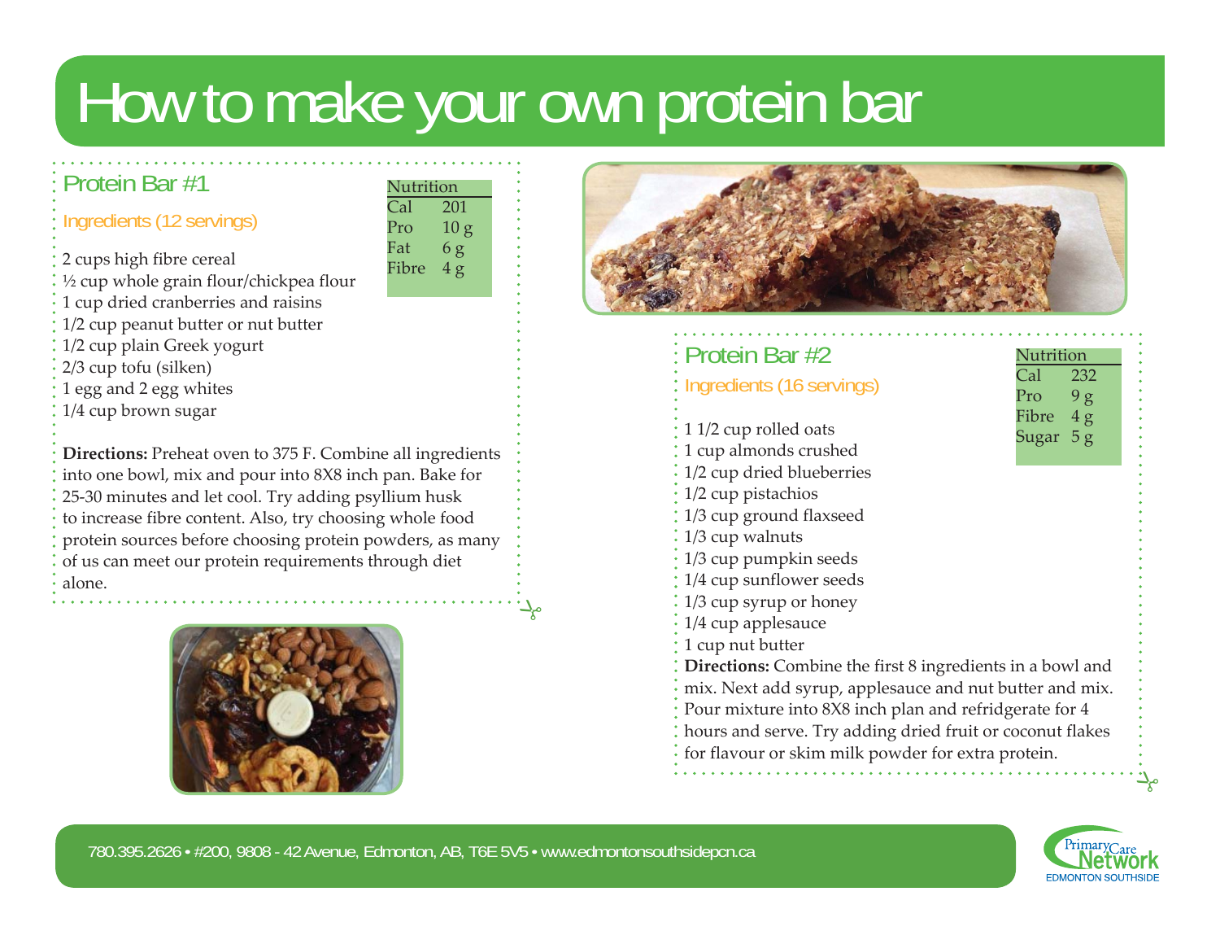# How to make your own protein bar

## Protein Bar #1

### Ingredients (12 servings)

| Nutrition | |
|---|---|
| Cal | 201 |
| Pro | 10 g |
| Fat | 6 g |
| Fibre | 4 g |

2 cups high fibre cereal
½ cup whole grain flour/chickpea flour
1 cup dried cranberries and raisins
1/2 cup peanut butter or nut butter
1/2 cup plain Greek yogurt
2/3 cup tofu (silken)
1 egg and 2 egg whites
1/4 cup brown sugar

**Directions:** Preheat oven to 375 F. Combine all ingredients into one bowl, mix and pour into 8X8 inch pan. Bake for 25-30 minutes and let cool. Try adding psyllium husk to increase fibre content. Also, try choosing whole food protein sources before choosing protein powders, as many of us can meet our protein requirements through diet alone.

## Protein Bar #2

### Ingredients (16 servings)

| Nutrition | |
|---|---|
| Cal | 232 |
| Pro | 9 g |
| Fibre | 4 g |
| Sugar | 5 g |

1 1/2 cup rolled oats
1 cup almonds crushed
1/2 cup dried blueberries
1/2 cup pistachios
1/3 cup ground flaxseed
1/3 cup walnuts
1/3 cup pumpkin seeds
1/4 cup sunflower seeds
1/3 cup syrup or honey
1/4 cup applesauce
1 cup nut butter

**Directions:** Combine the first 8 ingredients in a bowl and mix. Next add syrup, applesauce and nut butter and mix. Pour mixture into 8X8 inch plan and refridgerate for 4 hours and serve. Try adding dried fruit or coconut flakes for flavour or skim milk powder for extra protein.

780.395.2626 • #200, 9808 - 42 Avenue, Edmonton, AB, T6E 5V5 • www.edmontonsouthsidepcn.ca

Primary Care Network EDMONTON SOUTHSIDE